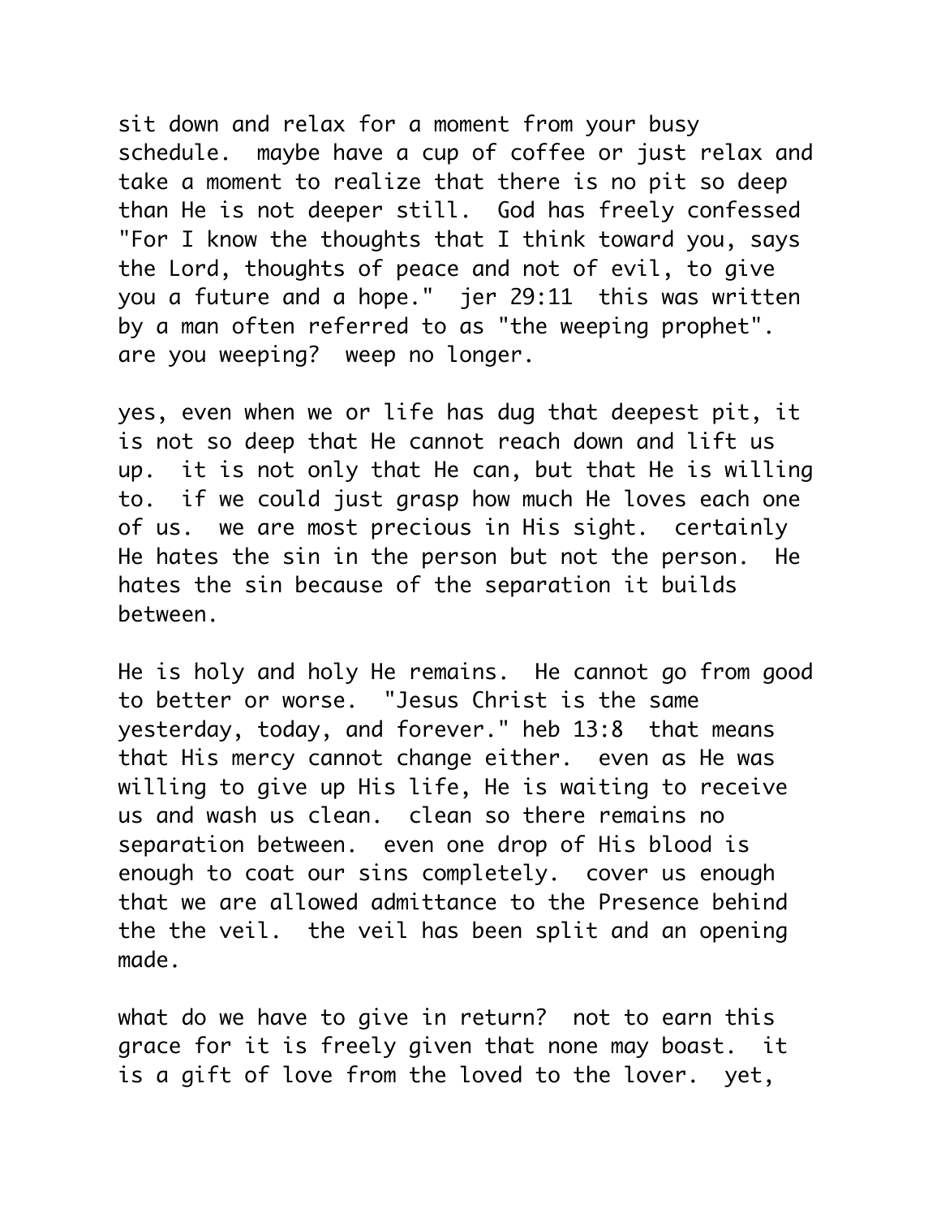sit down and relax for a moment from your busy schedule.  maybe have a cup of coffee or just relax and take a moment to realize that there is no pit so deep than He is not deeper still.  God has freely confessed "For I know the thoughts that I think toward you, says the Lord, thoughts of peace and not of evil, to give you a future and a hope."  jer 29:11  this was written by a man often referred to as "the weeping prophet".  are you weeping?  weep no longer.

yes, even when we or life has dug that deepest pit, it is not so deep that He cannot reach down and lift us up.  it is not only that He can, but that He is willing to.  if we could just grasp how much He loves each one of us.  we are most precious in His sight.  certainly He hates the sin in the person but not the person.  He hates the sin because of the separation it builds between.

He is holy and holy He remains.  He cannot go from good to better or worse.  "Jesus Christ is the same yesterday, today, and forever." heb 13:8  that means that His mercy cannot change either.  even as He was willing to give up His life, He is waiting to receive us and wash us clean.  clean so there remains no separation between.  even one drop of His blood is enough to coat our sins completely.  cover us enough that we are allowed admittance to the Presence behind the the veil.  the veil has been split and an opening made.

what do we have to give in return?  not to earn this grace for it is freely given that none may boast.  it is a gift of love from the loved to the lover.  yet,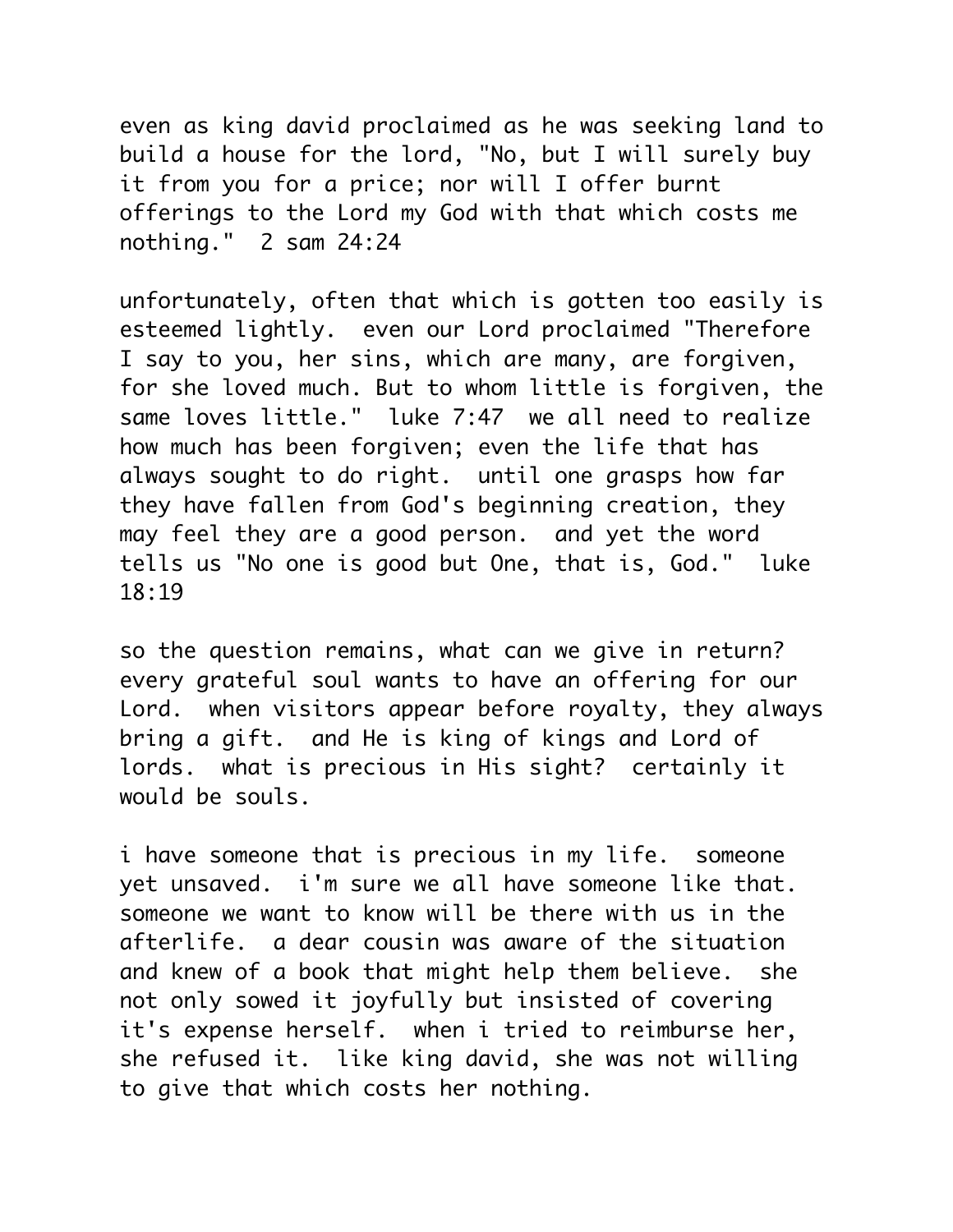even as king david proclaimed as he was seeking land to build a house for the lord, "No, but I will surely buy it from you for a price; nor will I offer burnt offerings to the Lord my God with that which costs me nothing."  2 sam 24:24

unfortunately, often that which is gotten too easily is esteemed lightly.  even our Lord proclaimed "Therefore I say to you, her sins, which are many, are forgiven, for she loved much. But to whom little is forgiven, the same loves little."  luke 7:47  we all need to realize how much has been forgiven; even the life that has always sought to do right.  until one grasps how far they have fallen from God's beginning creation, they may feel they are a good person.  and yet the word tells us "No one is good but One, that is, God."  luke 18:19

so the question remains, what can we give in return?  every grateful soul wants to have an offering for our Lord.  when visitors appear before royalty, they always bring a gift.  and He is king of kings and Lord of lords.  what is precious in His sight?  certainly it would be souls.

i have someone that is precious in my life.  someone yet unsaved.  i'm sure we all have someone like that.  someone we want to know will be there with us in the afterlife.  a dear cousin was aware of the situation and knew of a book that might help them believe.  she not only sowed it joyfully but insisted of covering it's expense herself.  when i tried to reimburse her, she refused it.  like king david, she was not willing to give that which costs her nothing.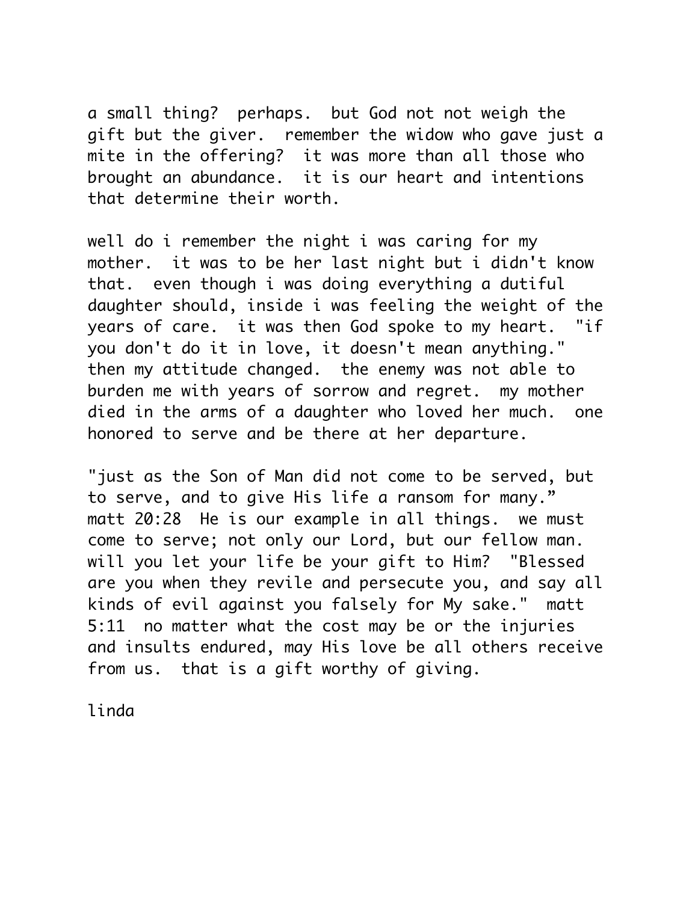a small thing? perhaps. but God not not weigh the gift but the giver. remember the widow who gave just a mite in the offering? it was more than all those who brought an abundance. it is our heart and intentions that determine their worth.

well do i remember the night i was caring for my mother. it was to be her last night but i didn't know that. even though i was doing everything a dutiful daughter should, inside i was feeling the weight of the years of care. it was then God spoke to my heart. "if you don't do it in love, it doesn't mean anything." then my attitude changed. the enemy was not able to burden me with years of sorrow and regret. my mother died in the arms of a daughter who loved her much. one honored to serve and be there at her departure.

"just as the Son of Man did not come to be served, but to serve, and to give His life a ransom for many." matt 20:28 He is our example in all things. we must come to serve; not only our Lord, but our fellow man. will you let your life be your gift to Him? "Blessed are you when they revile and persecute you, and say all kinds of evil against you falsely for My sake." matt 5:11 no matter what the cost may be or the injuries and insults endured, may His love be all others receive from us. that is a gift worthy of giving.

linda